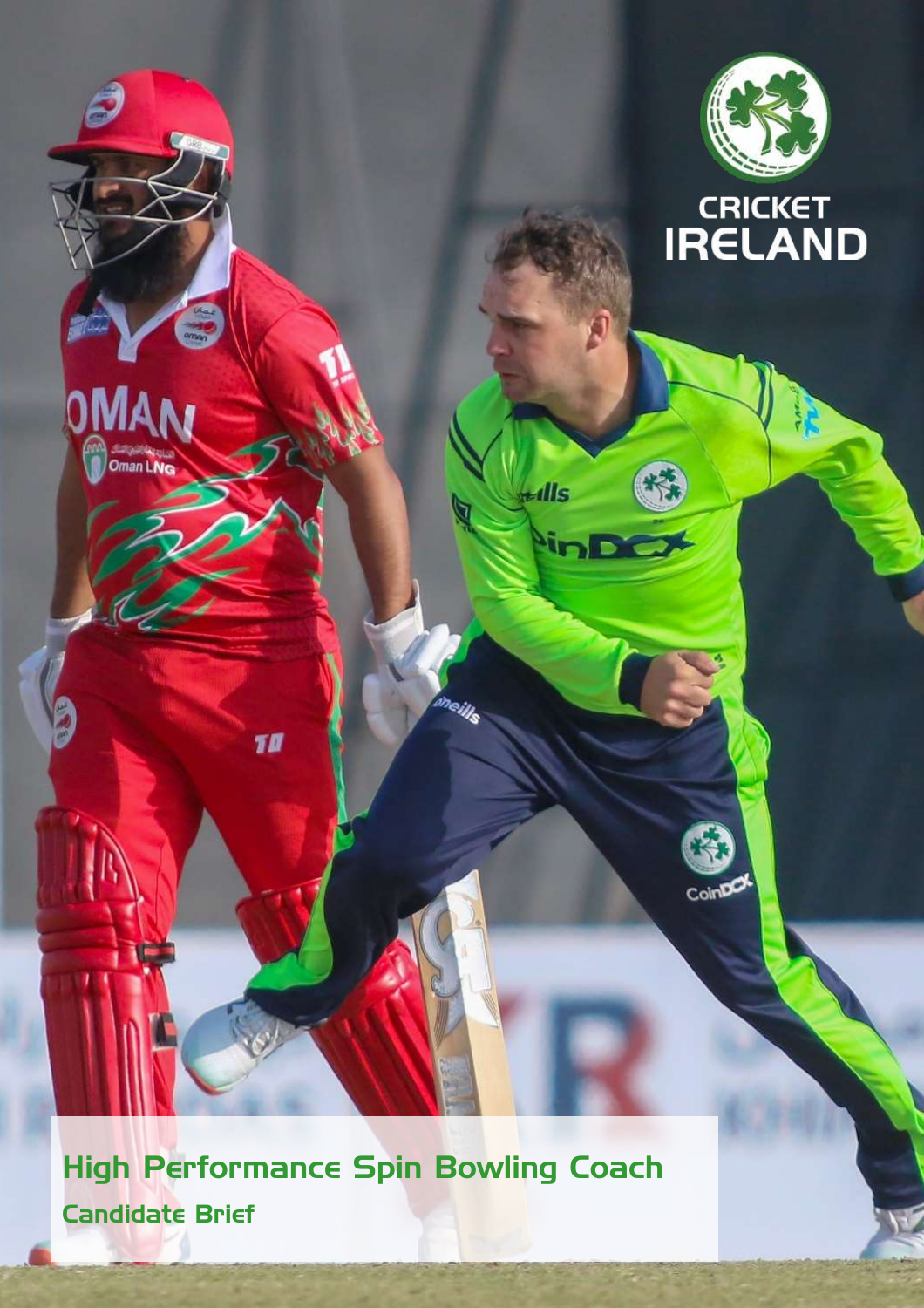CRICKET IRELAND

# High Performance Spin Bowling Coach

## Candidate Brief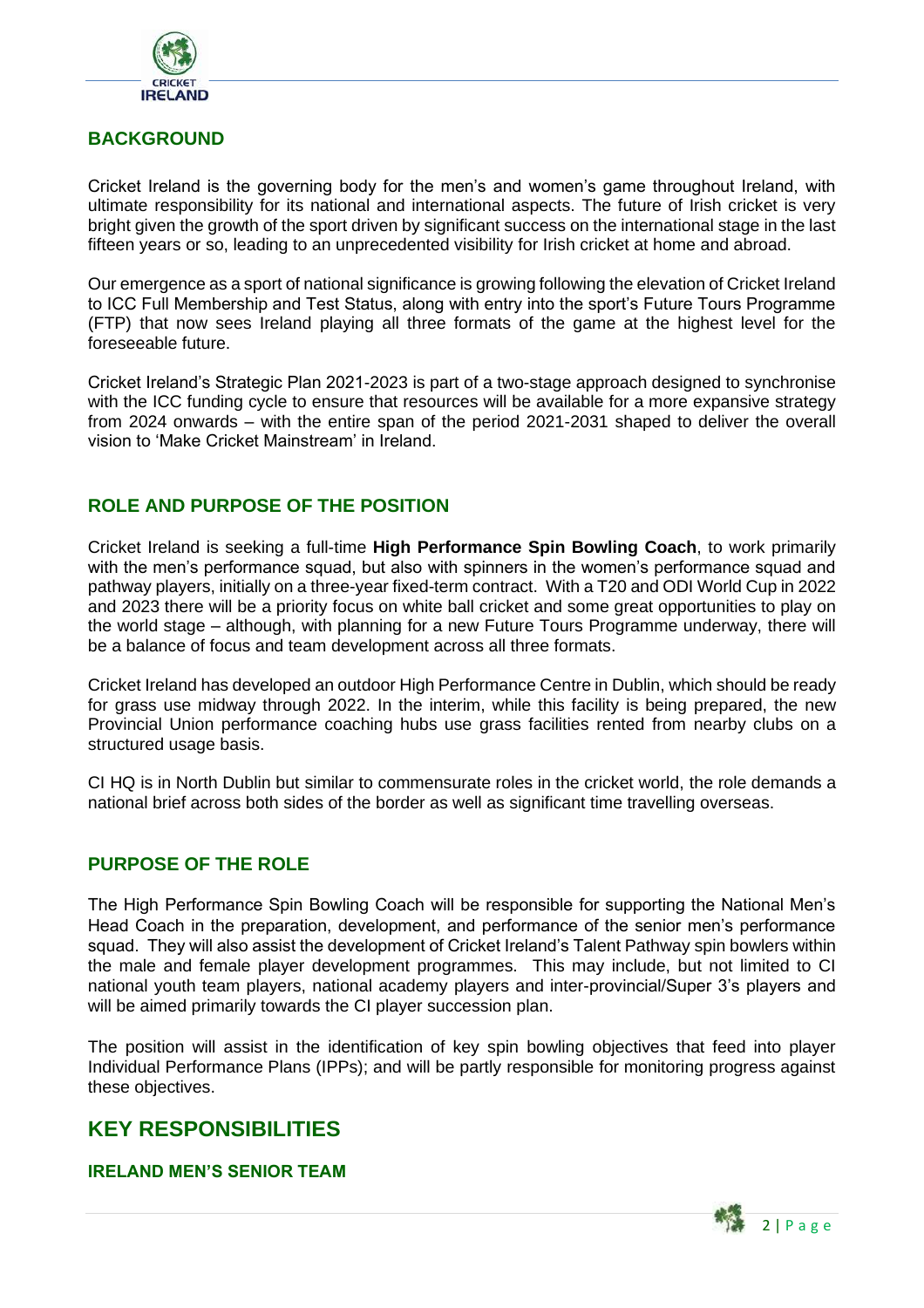## BACKGROUND

Cricket Ireland is the governing body for the men's and women's game throughout Ireland, with ultimate responsibility for its national and international aspects. The future of Irish cricket is very bright given the growth of the sport driven by significant success on the international stage in the last fifteen years or so, leading to an unprecedented visibility for Irish cricket at home and abroad.

Our emergence as a sport of national significance is growing following the elevation of Cricket Ireland to ICC Full Membership and Test Status, along with entry into the sport's Future Tours Programme (FTP) that now sees Ireland playing all three formats of the game at the highest level for the foreseeable future.

Cricket Ireland's Strategic Plan 2021-2023 is part of a two-stage approach designed to synchronise with the ICC funding cycle to ensure that resources will be available for a more expansive strategy from 2024 onwards – with the entire span of the period 2021-2031 shaped to deliver the overall vision to 'Make Cricket Mainstream' in Ireland.

## ROLE AND PURPOSE OF THE POSITION

Cricket Ireland is seeking a full-time **High Performance Spin Bowling Coach**, to work primarily with the men's performance squad, but also with spinners in the women's performance squad and pathway players, initially on a three-year fixed-term contract. With a T20 and ODI World Cup in 2022 and 2023 there will be a priority focus on white ball cricket and some great opportunities to play on the world stage – although, with planning for a new Future Tours Programme underway, there will be a balance of focus and team development across all three formats.

Cricket Ireland has developed an outdoor High Performance Centre in Dublin, which should be ready for grass use midway through 2022. In the interim, while this facility is being prepared, the new Provincial Union performance coaching hubs use grass facilities rented from nearby clubs on a structured usage basis.

CI HQ is in North Dublin but similar to commensurate roles in the cricket world, the role demands a national brief across both sides of the border as well as significant time travelling overseas.

## PURPOSE OF THE ROLE

The High Performance Spin Bowling Coach will be responsible for supporting the National Men's Head Coach in the preparation, development, and performance of the senior men's performance squad. They will also assist the development of Cricket Ireland's Talent Pathway spin bowlers within the male and female player development programmes. This may include, but not limited to CI national youth team players, national academy players and inter-provincial/Super 3's players and will be aimed primarily towards the CI player succession plan.

The position will assist in the identification of key spin bowling objectives that feed into player Individual Performance Plans (IPPs); and will be partly responsible for monitoring progress against these objectives.

# KEY RESPONSIBILITIES

### IRELAND MEN'S SENIOR TEAM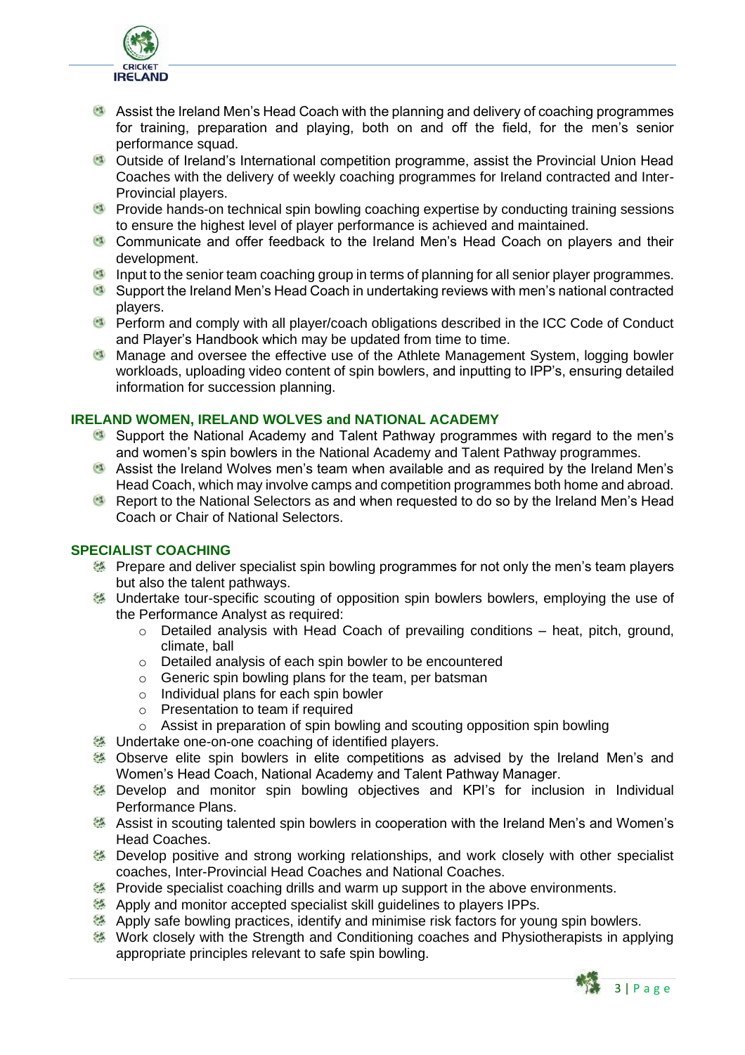- Assist the Ireland Men's Head Coach with the planning and delivery of coaching programmes for training, preparation and playing, both on and off the field, for the men's senior performance squad.
- Outside of Ireland's International competition programme, assist the Provincial Union Head Coaches with the delivery of weekly coaching programmes for Ireland contracted and Inter-Provincial players.
- Provide hands-on technical spin bowling coaching expertise by conducting training sessions to ensure the highest level of player performance is achieved and maintained.
- Communicate and offer feedback to the Ireland Men's Head Coach on players and their development.
- Input to the senior team coaching group in terms of planning for all senior player programmes.
- Support the Ireland Men's Head Coach in undertaking reviews with men's national contracted players.
- Perform and comply with all player/coach obligations described in the ICC Code of Conduct and Player's Handbook which may be updated from time to time.
- Manage and oversee the effective use of the Athlete Management System, logging bowler workloads, uploading video content of spin bowlers, and inputting to IPP's, ensuring detailed information for succession planning.

## IRELAND WOMEN, IRELAND WOLVES and NATIONAL ACADEMY

- Support the National Academy and Talent Pathway programmes with regard to the men's and women's spin bowlers in the National Academy and Talent Pathway programmes.
- Assist the Ireland Wolves men's team when available and as required by the Ireland Men's Head Coach, which may involve camps and competition programmes both home and abroad.
- Report to the National Selectors as and when requested to do so by the Ireland Men's Head Coach or Chair of National Selectors.

## SPECIALIST COACHING

- Prepare and deliver specialist spin bowling programmes for not only the men's team players but also the talent pathways.
- Undertake tour-specific scouting of opposition spin bowlers bowlers, employing the use of the Performance Analyst as required:
  - Detailed analysis with Head Coach of prevailing conditions – heat, pitch, ground, climate, ball
  - Detailed analysis of each spin bowler to be encountered
  - Generic spin bowling plans for the team, per batsman
  - Individual plans for each spin bowler
  - Presentation to team if required
  - Assist in preparation of spin bowling and scouting opposition spin bowling
- Undertake one-on-one coaching of identified players.
- Observe elite spin bowlers in elite competitions as advised by the Ireland Men's and Women's Head Coach, National Academy and Talent Pathway Manager.
- Develop and monitor spin bowling objectives and KPI's for inclusion in Individual Performance Plans.
- Assist in scouting talented spin bowlers in cooperation with the Ireland Men's and Women's Head Coaches.
- Develop positive and strong working relationships, and work closely with other specialist coaches, Inter-Provincial Head Coaches and National Coaches.
- Provide specialist coaching drills and warm up support in the above environments.
- Apply and monitor accepted specialist skill guidelines to players IPPs.
- Apply safe bowling practices, identify and minimise risk factors for young spin bowlers.
- Work closely with the Strength and Conditioning coaches and Physiotherapists in applying appropriate principles relevant to safe spin bowling.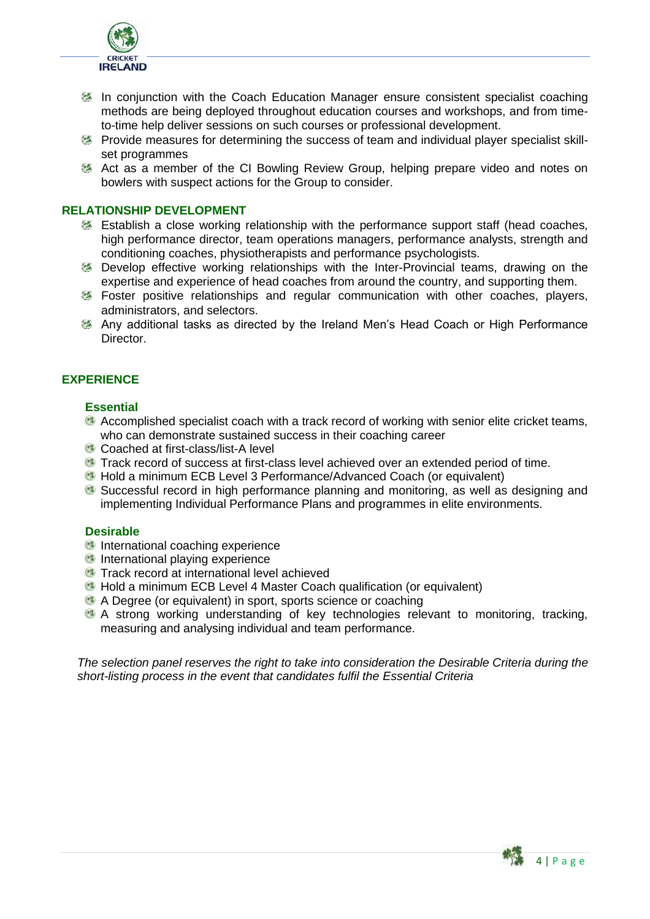- In conjunction with the Coach Education Manager ensure consistent specialist coaching methods are being deployed throughout education courses and workshops, and from time-to-time help deliver sessions on such courses or professional development.
- Provide measures for determining the success of team and individual player specialist skill-set programmes
- Act as a member of the CI Bowling Review Group, helping prepare video and notes on bowlers with suspect actions for the Group to consider.

## RELATIONSHIP DEVELOPMENT

- Establish a close working relationship with the performance support staff (head coaches, high performance director, team operations managers, performance analysts, strength and conditioning coaches, physiotherapists and performance psychologists.
- Develop effective working relationships with the Inter-Provincial teams, drawing on the expertise and experience of head coaches from around the country, and supporting them.
- Foster positive relationships and regular communication with other coaches, players, administrators, and selectors.
- Any additional tasks as directed by the Ireland Men's Head Coach or High Performance Director.

## EXPERIENCE

### Essential

- Accomplished specialist coach with a track record of working with senior elite cricket teams, who can demonstrate sustained success in their coaching career
- Coached at first-class/list-A level
- Track record of success at first-class level achieved over an extended period of time.
- Hold a minimum ECB Level 3 Performance/Advanced Coach (or equivalent)
- Successful record in high performance planning and monitoring, as well as designing and implementing Individual Performance Plans and programmes in elite environments.

### Desirable

- International coaching experience
- International playing experience
- Track record at international level achieved
- Hold a minimum ECB Level 4 Master Coach qualification (or equivalent)
- A Degree (or equivalent) in sport, sports science or coaching
- A strong working understanding of key technologies relevant to monitoring, tracking, measuring and analysing individual and team performance.

*The selection panel reserves the right to take into consideration the Desirable Criteria during the short-listing process in the event that candidates fulfil the Essential Criteria*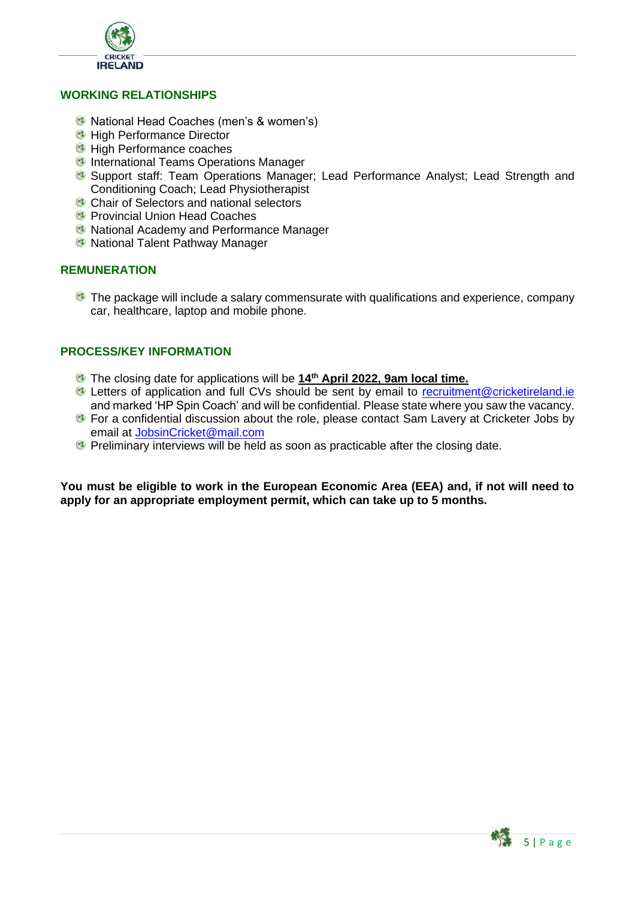## WORKING RELATIONSHIPS

- National Head Coaches (men's & women's)
- High Performance Director
- High Performance coaches
- International Teams Operations Manager
- Support staff: Team Operations Manager; Lead Performance Analyst; Lead Strength and Conditioning Coach; Lead Physiotherapist
- Chair of Selectors and national selectors
- Provincial Union Head Coaches
- National Academy and Performance Manager
- National Talent Pathway Manager

## REMUNERATION

- The package will include a salary commensurate with qualifications and experience, company car, healthcare, laptop and mobile phone.

## PROCESS/KEY INFORMATION

- The closing date for applications will be **14th April 2022, 9am local time.**
- Letters of application and full CVs should be sent by email to recruitment@cricketireland.ie and marked 'HP Spin Coach' and will be confidential. Please state where you saw the vacancy.
- For a confidential discussion about the role, please contact Sam Lavery at Cricketer Jobs by email at JobsinCricket@mail.com
- Preliminary interviews will be held as soon as practicable after the closing date.

**You must be eligible to work in the European Economic Area (EEA) and, if not will need to apply for an appropriate employment permit, which can take up to 5 months.**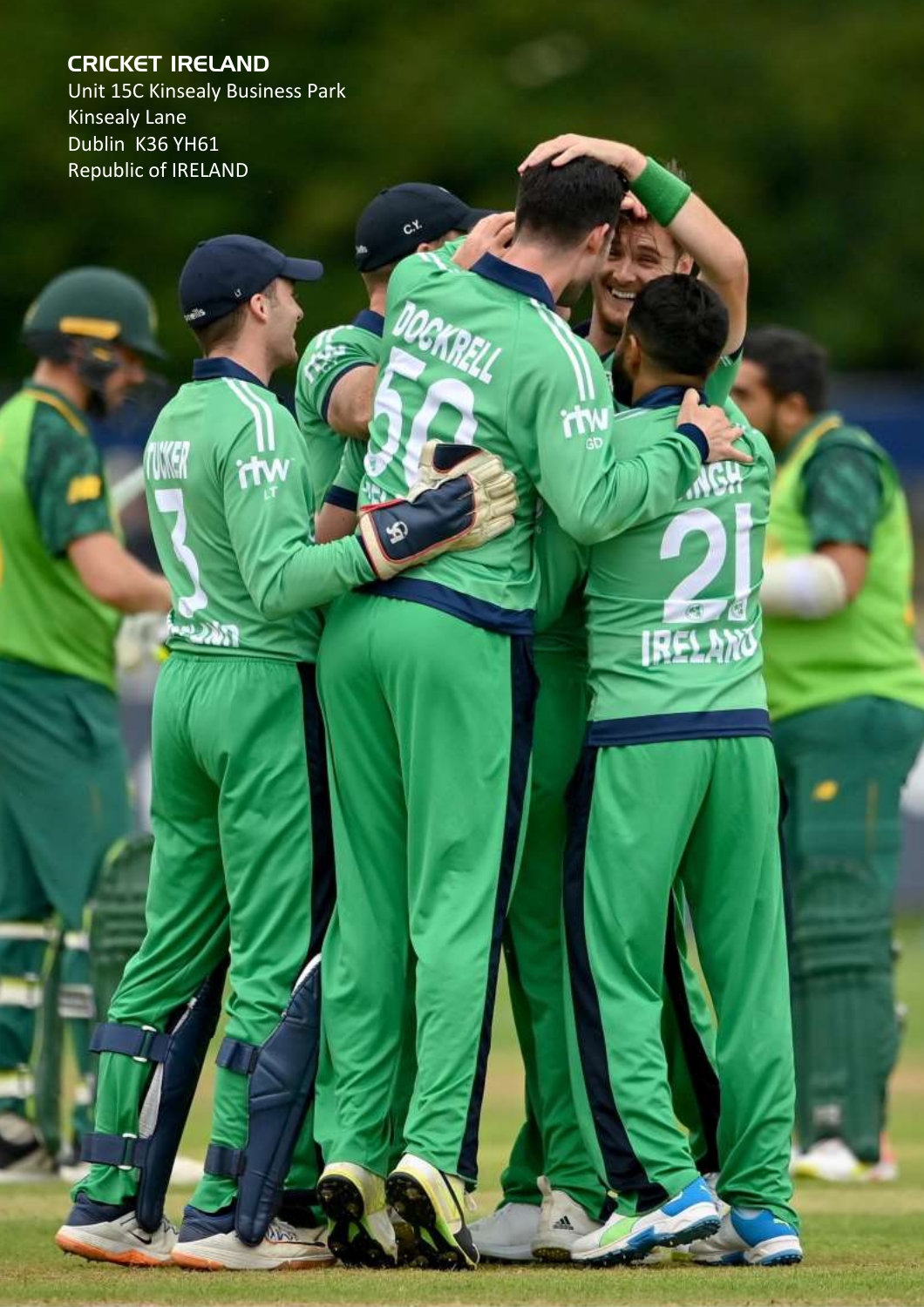**CRICKET IRELAND**
Unit 15C Kinsealy Business Park
Kinsealy Lane
Dublin K36 YH61
Republic of IRELAND